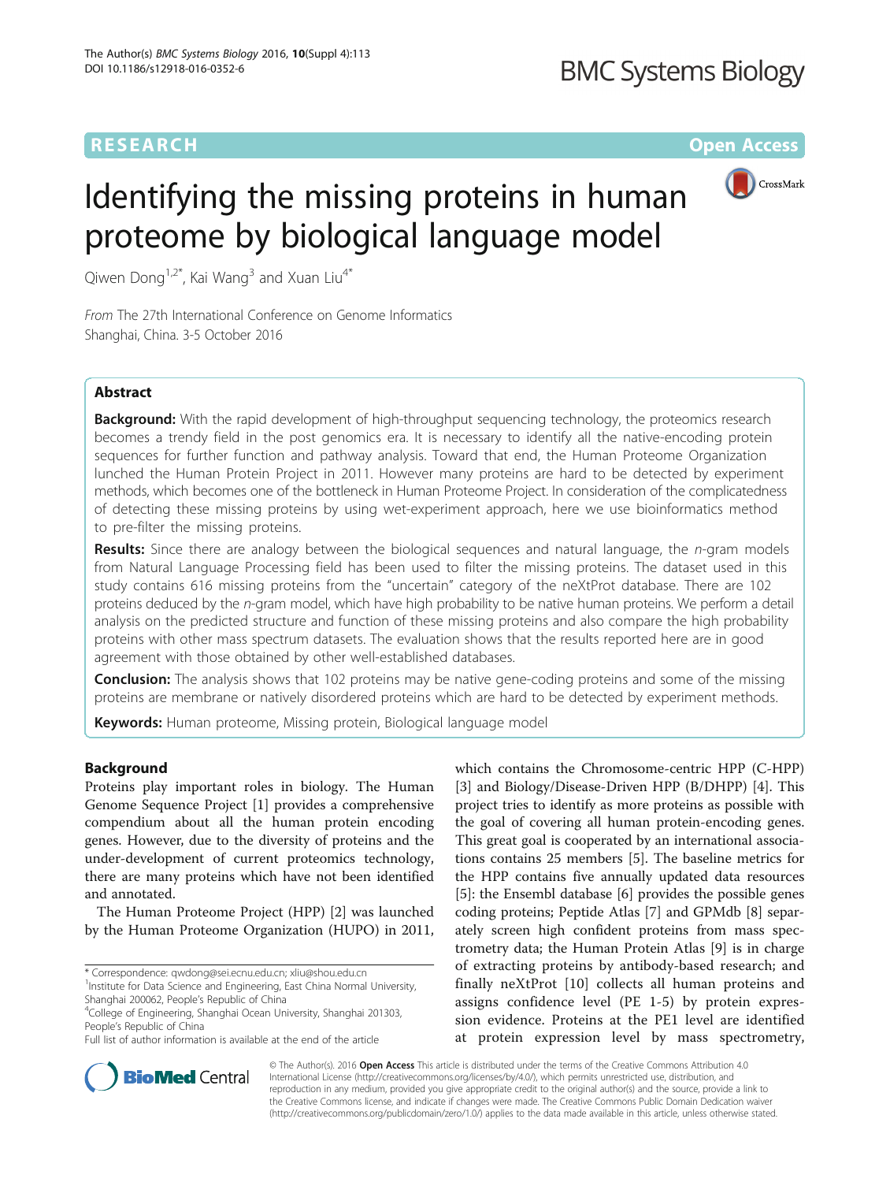RESEARCH Open Access

# Identifying the missing proteins in human proteome by biological language model

Qiwen Dong[1,2*], Kai Wang[3] and Xuan Liu[4*]

*From* The 27th International Conference on Genome Informatics
Shanghai, China. 3-5 October 2016

## Abstract

**Background:** With the rapid development of high-throughput sequencing technology, the proteomics research becomes a trendy field in the post genomics era. It is necessary to identify all the native-encoding protein sequences for further function and pathway analysis. Toward that end, the Human Proteome Organization lunched the Human Protein Project in 2011. However many proteins are hard to be detected by experiment methods, which becomes one of the bottleneck in Human Proteome Project. In consideration of the complicatedness of detecting these missing proteins by using wet-experiment approach, here we use bioinformatics method to pre-filter the missing proteins.

**Results:** Since there are analogy between the biological sequences and natural language, the *n*-gram models from Natural Language Processing field has been used to filter the missing proteins. The dataset used in this study contains 616 missing proteins from the "uncertain" category of the neXtProt database. There are 102 proteins deduced by the *n*-gram model, which have high probability to be native human proteins. We perform a detail analysis on the predicted structure and function of these missing proteins and also compare the high probability proteins with other mass spectrum datasets. The evaluation shows that the results reported here are in good agreement with those obtained by other well-established databases.

**Conclusion:** The analysis shows that 102 proteins may be native gene-coding proteins and some of the missing proteins are membrane or natively disordered proteins which are hard to be detected by experiment methods.

**Keywords:** Human proteome, Missing protein, Biological language model

## Background

Proteins play important roles in biology. The Human Genome Sequence Project [1] provides a comprehensive compendium about all the human protein encoding genes. However, due to the diversity of proteins and the under-development of current proteomics technology, there are many proteins which have not been identified and annotated.

The Human Proteome Project (HPP) [2] was launched by the Human Proteome Organization (HUPO) in 2011, which contains the Chromosome-centric HPP (C-HPP) [3] and Biology/Disease-Driven HPP (B/DHPP) [4]. This project tries to identify as more proteins as possible with the goal of covering all human protein-encoding genes. This great goal is cooperated by an international associations contains 25 members [5]. The baseline metrics for the HPP contains five annually updated data resources [5]: the Ensembl database [6] provides the possible genes coding proteins; Peptide Atlas [7] and GPMdb [8] separately screen high confident proteins from mass spectrometry data; the Human Protein Atlas [9] is in charge of extracting proteins by antibody-based research; and finally neXtProt [10] collects all human proteins and assigns confidence level (PE 1-5) by protein expression evidence. Proteins at the PE1 level are identified at protein expression level by mass spectrometry,

* Correspondence: qwdong@sei.ecnu.edu.cn; xliu@shou.edu.cn
[1]Institute for Data Science and Engineering, East China Normal University, Shanghai 200062, People's Republic of China
[4]College of Engineering, Shanghai Ocean University, Shanghai 201303, People's Republic of China
Full list of author information is available at the end of the article

© The Author(s). 2016 **Open Access** This article is distributed under the terms of the Creative Commons Attribution 4.0 International License (http://creativecommons.org/licenses/by/4.0/), which permits unrestricted use, distribution, and reproduction in any medium, provided you give appropriate credit to the original author(s) and the source, provide a link to the Creative Commons license, and indicate if changes were made. The Creative Commons Public Domain Dedication waiver (http://creativecommons.org/publicdomain/zero/1.0/) applies to the data made available in this article, unless otherwise stated.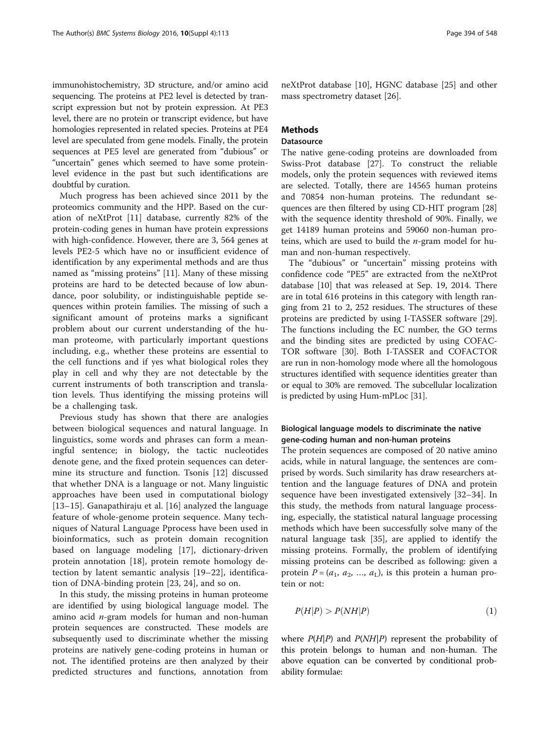immunohistochemistry, 3D structure, and/or amino acid sequencing. The proteins at PE2 level is detected by transcript expression but not by protein expression. At PE3 level, there are no protein or transcript evidence, but have homologies represented in related species. Proteins at PE4 level are speculated from gene models. Finally, the protein sequences at PE5 level are generated from "dubious" or "uncertain" genes which seemed to have some protein-level evidence in the past but such identifications are doubtful by curation.

Much progress has been achieved since 2011 by the proteomics community and the HPP. Based on the curation of neXtProt [11] database, currently 82% of the protein-coding genes in human have protein expressions with high-confidence. However, there are 3, 564 genes at levels PE2-5 which have no or insufficient evidence of identification by any experimental methods and are thus named as "missing proteins" [11]. Many of these missing proteins are hard to be detected because of low abundance, poor solubility, or indistinguishable peptide sequences within protein families. The missing of such a significant amount of proteins marks a significant problem about our current understanding of the human proteome, with particularly important questions including, e.g., whether these proteins are essential to the cell functions and if yes what biological roles they play in cell and why they are not detectable by the current instruments of both transcription and translation levels. Thus identifying the missing proteins will be a challenging task.

Previous study has shown that there are analogies between biological sequences and natural language. In linguistics, some words and phrases can form a meaningful sentence; in biology, the tactic nucleotides denote gene, and the fixed protein sequences can determine its structure and function. Tsonis [12] discussed that whether DNA is a language or not. Many linguistic approaches have been used in computational biology [13–15]. Ganapathiraju et al. [16] analyzed the language feature of whole-genome protein sequence. Many techniques of Natural Language Pprocess have been used in bioinformatics, such as protein domain recognition based on language modeling [17], dictionary-driven protein annotation [18], protein remote homology detection by latent semantic analysis [19–22], identification of DNA-binding protein [23, 24], and so on.

In this study, the missing proteins in human proteome are identified by using biological language model. The amino acid *n*-gram models for human and non-human protein sequences are constructed. These models are subsequently used to discriminate whether the missing proteins are natively gene-coding proteins in human or not. The identified proteins are then analyzed by their predicted structures and functions, annotation from neXtProt database [10], HGNC database [25] and other mass spectrometry dataset [26].

## Methods

### Datasource

The native gene-coding proteins are downloaded from Swiss-Prot database [27]. To construct the reliable models, only the protein sequences with reviewed items are selected. Totally, there are 14565 human proteins and 70854 non-human proteins. The redundant sequences are then filtered by using CD-HIT program [28] with the sequence identity threshold of 90%. Finally, we get 14189 human proteins and 59060 non-human proteins, which are used to build the *n*-gram model for human and non-human respectively.

The "dubious" or "uncertain" missing proteins with confidence code "PE5" are extracted from the neXtProt database [10] that was released at Sep. 19, 2014. There are in total 616 proteins in this category with length ranging from 21 to 2, 252 residues. The structures of these proteins are predicted by using I-TASSER software [29]. The functions including the EC number, the GO terms and the binding sites are predicted by using COFACTOR software [30]. Both I-TASSER and COFACTOR are run in non-homology mode where all the homologous structures identified with sequence identities greater than or equal to 30% are removed. The subcellular localization is predicted by using Hum-mPLoc [31].

### Biological language models to discriminate the native gene-coding human and non-human proteins

The protein sequences are composed of 20 native amino acids, while in natural language, the sentences are comprised by words. Such similarity has draw researchers attention and the language features of DNA and protein sequence have been investigated extensively [32–34]. In this study, the methods from natural language processing, especially, the statistical natural language processing methods which have been successfully solve many of the natural language task [35], are applied to identify the missing proteins. Formally, the problem of identifying missing proteins can be described as following: given a protein $P = (a_1, a_2, \ldots, a_L)$, is this protein a human protein or not:

$$P(H|P) > P(NH|P) \tag{1}$$

where $P(H|P)$ and $P(NH|P)$ represent the probability of this protein belongs to human and non-human. The above equation can be converted by conditional probability formulae: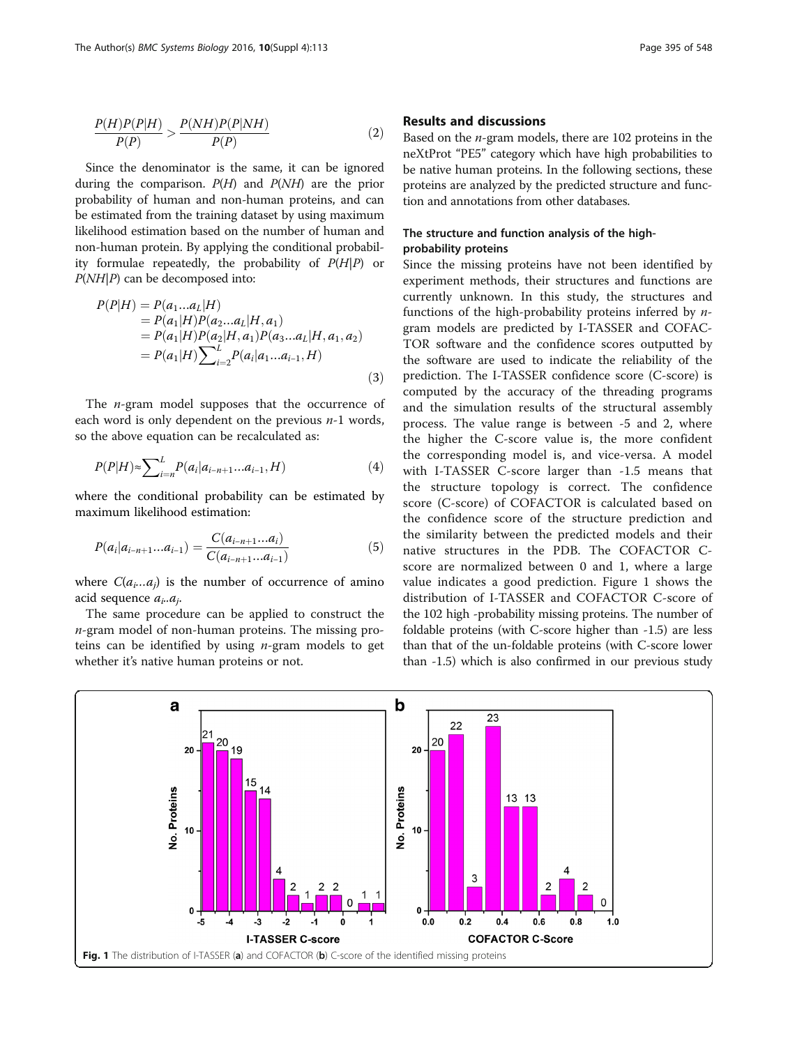$$\frac{P(H)P(P|H)}{P(P)} > \frac{P(NH)P(P|NH)}{P(P)} \tag{2}$$

Since the denominator is the same, it can be ignored during the comparison. $P(H)$ and $P(NH)$ are the prior probability of human and non-human proteins, and can be estimated from the training dataset by using maximum likelihood estimation based on the number of human and non-human protein. By applying the conditional probability formulae repeatedly, the probability of $P(H|P)$ or $P(NH|P)$ can be decomposed into:

$$\begin{aligned} P(P|H) &= P(a_1 ... a_L|H) \\ &= P(a_1|H)P(a_2 ... a_L|H, a_1) \\ &= P(a_1|H)P(a_2|H, a_1)P(a_3 ... a_L|H, a_1, a_2) \\ &= P(a_1|H)\sum_{i=2}^{L} P(a_i|a_1 ... a_{i-1}, H) \end{aligned} \tag{3}$$

The $n$-gram model supposes that the occurrence of each word is only dependent on the previous $n$-1 words, so the above equation can be recalculated as:

$$P(P|H) \approx \sum_{i=n}^{L} P(a_i|a_{i-n+1} ... a_{i-1}, H) \tag{4}$$

where the conditional probability can be estimated by maximum likelihood estimation:

$$P(a_i|a_{i-n+1} ... a_{i-1}) = \frac{C(a_{i-n+1} ... a_i)}{C(a_{i-n+1} ... a_{i-1})} \tag{5}$$

where $C(a_i ... a_j)$ is the number of occurrence of amino acid sequence $a_i..a_j$.

The same procedure can be applied to construct the $n$-gram model of non-human proteins. The missing proteins can be identified by using $n$-gram models to get whether it's native human proteins or not.

## Results and discussions

Based on the $n$-gram models, there are 102 proteins in the neXtProt "PE5" category which have high probabilities to be native human proteins. In the following sections, these proteins are analyzed by the predicted structure and function and annotations from other databases.

### The structure and function analysis of the high-probability proteins

Since the missing proteins have not been identified by experiment methods, their structures and functions are currently unknown. In this study, the structures and functions of the high-probability proteins inferred by $n$-gram models are predicted by I-TASSER and COFACTOR software and the confidence scores outputted by the software are used to indicate the reliability of the prediction. The I-TASSER confidence score (C-score) is computed by the accuracy of the threading programs and the simulation results of the structural assembly process. The value range is between -5 and 2, where the higher the C-score value is, the more confident the corresponding model is, and vice-versa. A model with I-TASSER C-score larger than -1.5 means that the structure topology is correct. The confidence score (C-score) of COFACTOR is calculated based on the confidence score of the structure prediction and the similarity between the predicted models and their native structures in the PDB. The COFACTOR C-score are normalized between 0 and 1, where a large value indicates a good prediction. Figure 1 shows the distribution of I-TASSER and COFACTOR C-score of the 102 high -probability missing proteins. The number of foldable proteins (with C-score higher than -1.5) are less than that of the un-foldable proteins (with C-score lower than -1.5) which is also confirmed in our previous study

**Fig. 1** The distribution of I-TASSER (**a**) and COFACTOR (**b**) C-score of the identified missing proteins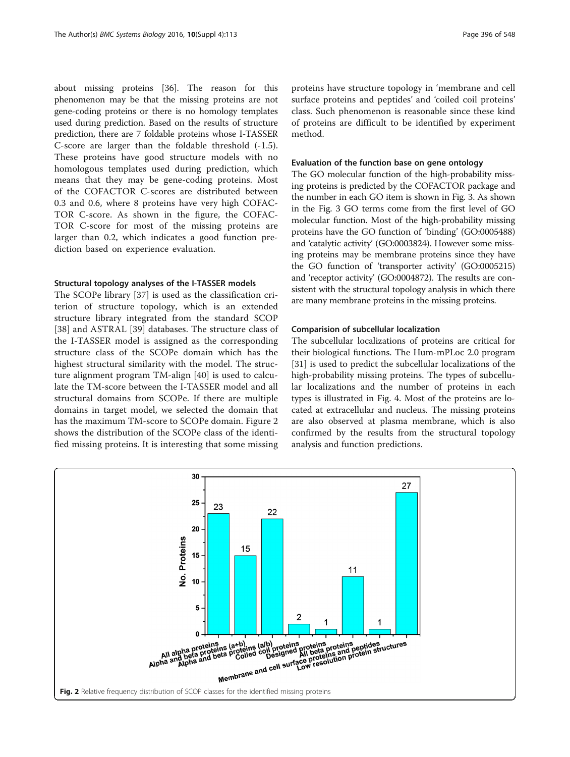about missing proteins [36]. The reason for this phenomenon may be that the missing proteins are not gene-coding proteins or there is no homology templates used during prediction. Based on the results of structure prediction, there are 7 foldable proteins whose I-TASSER C-score are larger than the foldable threshold (-1.5). These proteins have good structure models with no homologous templates used during prediction, which means that they may be gene-coding proteins. Most of the COFACTOR C-scores are distributed between 0.3 and 0.6, where 8 proteins have very high COFACTOR C-score. As shown in the figure, the COFACTOR C-score for most of the missing proteins are larger than 0.2, which indicates a good function prediction based on experience evaluation.

#### Structural topology analyses of the I-TASSER models

The SCOPe library [37] is used as the classification criterion of structure topology, which is an extended structure library integrated from the standard SCOP [38] and ASTRAL [39] databases. The structure class of the I-TASSER model is assigned as the corresponding structure class of the SCOPe domain which has the highest structural similarity with the model. The structure alignment program TM-align [40] is used to calculate the TM-score between the I-TASSER model and all structural domains from SCOPe. If there are multiple domains in target model, we selected the domain that has the maximum TM-score to SCOPe domain. Figure 2 shows the distribution of the SCOPe class of the identified missing proteins. It is interesting that some missing proteins have structure topology in 'membrane and cell surface proteins and peptides' and 'coiled coil proteins' class. Such phenomenon is reasonable since these kind of proteins are difficult to be identified by experiment method.

#### Evaluation of the function base on gene ontology

The GO molecular function of the high-probability missing proteins is predicted by the COFACTOR package and the number in each GO item is shown in Fig. 3. As shown in the Fig. 3 GO terms come from the first level of GO molecular function. Most of the high-probability missing proteins have the GO function of 'binding' (GO:0005488) and 'catalytic activity' (GO:0003824). However some missing proteins may be membrane proteins since they have the GO function of 'transporter activity' (GO:0005215) and 'receptor activity' (GO:0004872). The results are consistent with the structural topology analysis in which there are many membrane proteins in the missing proteins.

#### Comparision of subcellular localization

The subcellular localizations of proteins are critical for their biological functions. The Hum-mPLoc 2.0 program [31] is used to predict the subcellular localizations of the high-probability missing proteins. The types of subcellular localizations and the number of proteins in each types is illustrated in Fig. 4. Most of the proteins are located at extracellular and nucleus. The missing proteins are also observed at plasma membrane, which is also confirmed by the results from the structural topology analysis and function predictions.

**Fig. 2** Relative frequency distribution of SCOP classes for the identified missing proteins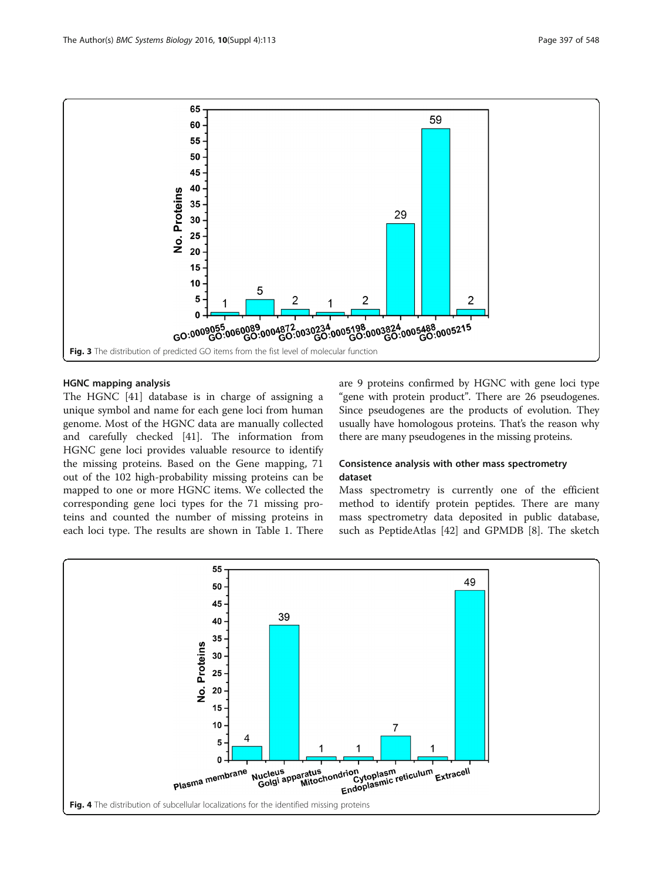Fig. 3 The distribution of predicted GO items from the fist level of molecular function

## HGNC mapping analysis

The HGNC [41] database is in charge of assigning a unique symbol and name for each gene loci from human genome. Most of the HGNC data are manually collected and carefully checked [41]. The information from HGNC gene loci provides valuable resource to identify the missing proteins. Based on the Gene mapping, 71 out of the 102 high-probability missing proteins can be mapped to one or more HGNC items. We collected the corresponding gene loci types for the 71 missing proteins and counted the number of missing proteins in each loci type. The results are shown in Table 1. There are 9 proteins confirmed by HGNC with gene loci type "gene with protein product". There are 26 pseudogenes. Since pseudogenes are the products of evolution. They usually have homologous proteins. That's the reason why there are many pseudogenes in the missing proteins.

## Consistence analysis with other mass spectrometry dataset

Mass spectrometry is currently one of the efficient method to identify protein peptides. There are many mass spectrometry data deposited in public database, such as PeptideAtlas [42] and GPMDB [8]. The sketch

Fig. 4 The distribution of subcellular localizations for the identified missing proteins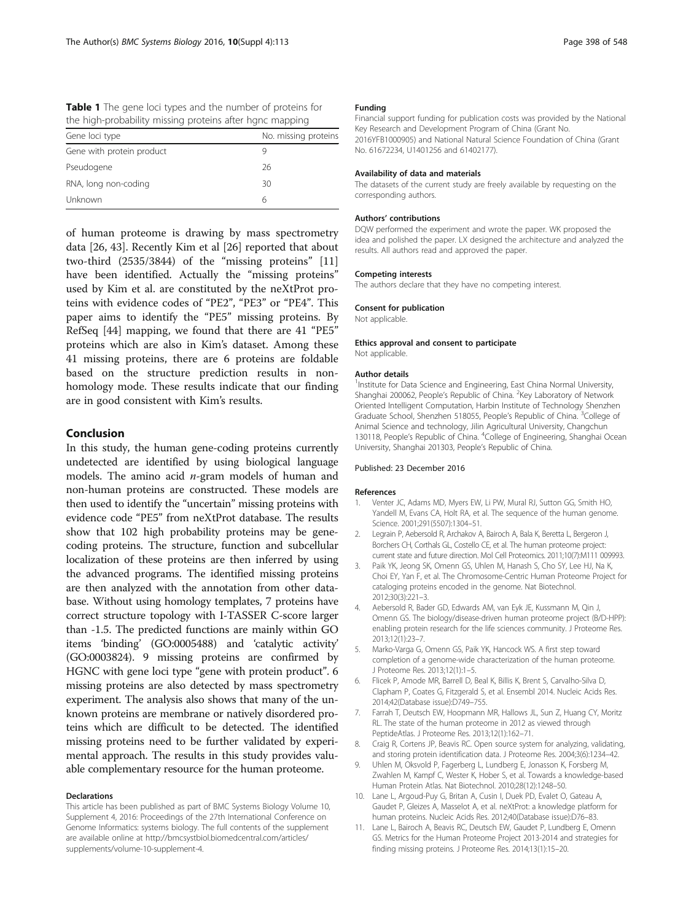**Table 1** The gene loci types and the number of proteins for the high-probability missing proteins after hgnc mapping

| Gene loci type | No. missing proteins |
|---|---|
| Gene with protein product | 9 |
| Pseudogene | 26 |
| RNA, long non-coding | 30 |
| Unknown | 6 |

of human proteome is drawing by mass spectrometry data [26, 43]. Recently Kim et al [26] reported that about two-third (2535/3844) of the "missing proteins" [11] have been identified. Actually the "missing proteins" used by Kim et al. are constituted by the neXtProt proteins with evidence codes of "PE2", "PE3" or "PE4". This paper aims to identify the "PE5" missing proteins. By RefSeq [44] mapping, we found that there are 41 "PE5" proteins which are also in Kim's dataset. Among these 41 missing proteins, there are 6 proteins are foldable based on the structure prediction results in non-homology mode. These results indicate that our finding are in good consistent with Kim's results.

## Conclusion

In this study, the human gene-coding proteins currently undetected are identified by using biological language models. The amino acid *n*-gram models of human and non-human proteins are constructed. These models are then used to identify the "uncertain" missing proteins with evidence code "PE5" from neXtProt database. The results show that 102 high probability proteins may be gene-coding proteins. The structure, function and subcellular localization of these proteins are then inferred by using the advanced programs. The identified missing proteins are then analyzed with the annotation from other database. Without using homology templates, 7 proteins have correct structure topology with I-TASSER C-score larger than -1.5. The predicted functions are mainly within GO items 'binding' (GO:0005488) and 'catalytic activity' (GO:0003824). 9 missing proteins are confirmed by HGNC with gene loci type "gene with protein product". 6 missing proteins are also detected by mass spectrometry experiment. The analysis also shows that many of the unknown proteins are membrane or natively disordered proteins which are difficult to be detected. The identified missing proteins need to be further validated by experimental approach. The results in this study provides valuable complementary resource for the human proteome.

#### Declarations

This article has been published as part of BMC Systems Biology Volume 10, Supplement 4, 2016: Proceedings of the 27th International Conference on Genome Informatics: systems biology. The full contents of the supplement are available online at http://bmcsystbiol.biomedcentral.com/articles/supplements/volume-10-supplement-4.

#### Funding

Financial support funding for publication costs was provided by the National Key Research and Development Program of China (Grant No. 2016YFB1000905) and National Natural Science Foundation of China (Grant No. 61672234, U1401256 and 61402177).

#### Availability of data and materials

The datasets of the current study are freely available by requesting on the corresponding authors.

#### Authors' contributions

DQW performed the experiment and wrote the paper. WK proposed the idea and polished the paper. LX designed the architecture and analyzed the results. All authors read and approved the paper.

#### Competing interests

The authors declare that they have no competing interest.

#### Consent for publication

Not applicable.

#### Ethics approval and consent to participate

Not applicable.

#### Author details

[1]Institute for Data Science and Engineering, East China Normal University, Shanghai 200062, People's Republic of China. [2]Key Laboratory of Network Oriented Intelligent Computation, Harbin Institute of Technology Shenzhen Graduate School, Shenzhen 518055, People's Republic of China. [3]College of Animal Science and technology, Jilin Agricultural University, Changchun 130118, People's Republic of China. [4]College of Engineering, Shanghai Ocean University, Shanghai 201303, People's Republic of China.

Published: 23 December 2016

#### References

1. Venter JC, Adams MD, Myers EW, Li PW, Mural RJ, Sutton GG, Smith HO, Yandell M, Evans CA, Holt RA, et al. The sequence of the human genome. Science. 2001;291(5507):1304–51.
2. Legrain P, Aebersold R, Archakov A, Bairoch A, Bala K, Beretta L, Bergeron J, Borchers CH, Corthals GL, Costello CE, et al. The human proteome project: current state and future direction. Mol Cell Proteomics. 2011;10(7):M111 009993.
3. Paik YK, Jeong SK, Omenn GS, Uhlen M, Hanash S, Cho SY, Lee HJ, Na K, Choi EY, Yan F, et al. The Chromosome-Centric Human Proteome Project for cataloging proteins encoded in the genome. Nat Biotechnol. 2012;30(3):221–3.
4. Aebersold R, Bader GD, Edwards AM, van Eyk JE, Kussmann M, Qin J, Omenn GS. The biology/disease-driven human proteome project (B/D-HPP): enabling protein research for the life sciences community. J Proteome Res. 2013;12(1):23–7.
5. Marko-Varga G, Omenn GS, Paik YK, Hancock WS. A first step toward completion of a genome-wide characterization of the human proteome. J Proteome Res. 2013;12(1):1–5.
6. Flicek P, Amode MR, Barrell D, Beal K, Billis K, Brent S, Carvalho-Silva D, Clapham P, Coates G, Fitzgerald S, et al. Ensembl 2014. Nucleic Acids Res. 2014;42(Database issue):D749–755.
7. Farrah T, Deutsch EW, Hoopmann MR, Hallows JL, Sun Z, Huang CY, Moritz RL. The state of the human proteome in 2012 as viewed through PeptideAtlas. J Proteome Res. 2013;12(1):162–71.
8. Craig R, Cortens JP, Beavis RC. Open source system for analyzing, validating, and storing protein identification data. J Proteome Res. 2004;3(6):1234–42.
9. Uhlen M, Oksvold P, Fagerberg L, Lundberg E, Jonasson K, Forsberg M, Zwahlen M, Kampf C, Wester K, Hober S, et al. Towards a knowledge-based Human Protein Atlas. Nat Biotechnol. 2010;28(12):1248–50.
10. Lane L, Argoud-Puy G, Britan A, Cusin I, Duek PD, Evalet O, Gateau A, Gaudet P, Gleizes A, Masselot A, et al. neXtProt: a knowledge platform for human proteins. Nucleic Acids Res. 2012;40(Database issue):D76–83.
11. Lane L, Bairoch A, Beavis RC, Deutsch EW, Gaudet P, Lundberg E, Omenn GS. Metrics for the Human Proteome Project 2013-2014 and strategies for finding missing proteins. J Proteome Res. 2014;13(1):15–20.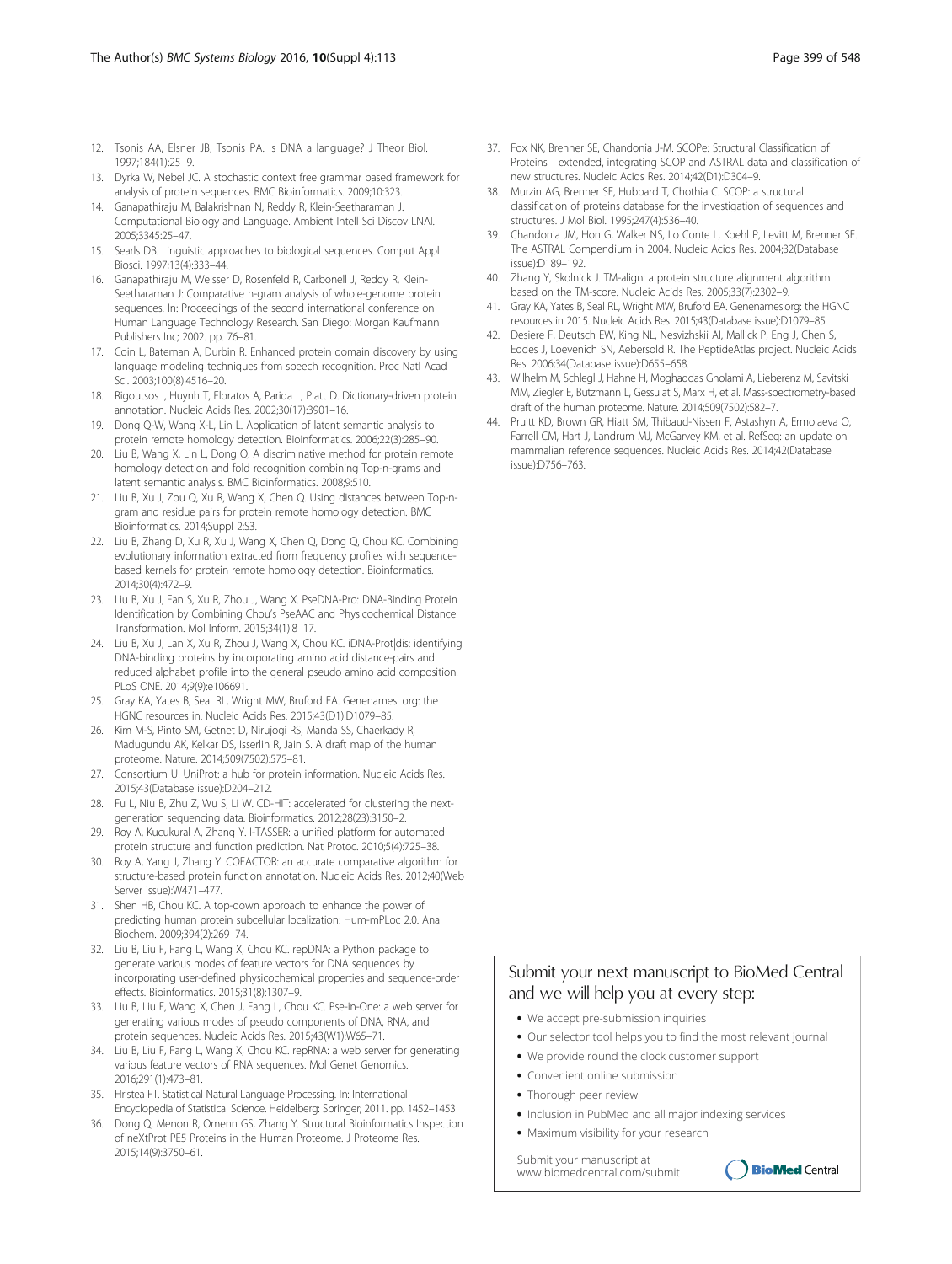12. Tsonis AA, Elsner JB, Tsonis PA. Is DNA a language? J Theor Biol. 1997;184(1):25–9.
13. Dyrka W, Nebel JC. A stochastic context free grammar based framework for analysis of protein sequences. BMC Bioinformatics. 2009;10:323.
14. Ganapathiraju M, Balakrishnan N, Reddy R, Klein-Seetharaman J. Computational Biology and Language. Ambient Intell Sci Discov LNAI. 2005;3345:25–47.
15. Searls DB. Linguistic approaches to biological sequences. Comput Appl Biosci. 1997;13(4):333–44.
16. Ganapathiraju M, Weisser D, Rosenfeld R, Carbonell J, Reddy R, Klein-Seetharaman J: Comparative n-gram analysis of whole-genome protein sequences. In: Proceedings of the second international conference on Human Language Technology Research. San Diego: Morgan Kaufmann Publishers Inc; 2002. pp. 76–81.
17. Coin L, Bateman A, Durbin R. Enhanced protein domain discovery by using language modeling techniques from speech recognition. Proc Natl Acad Sci. 2003;100(8):4516–20.
18. Rigoutsos I, Huynh T, Floratos A, Parida L, Platt D. Dictionary-driven protein annotation. Nucleic Acids Res. 2002;30(17):3901–16.
19. Dong Q-W, Wang X-L, Lin L. Application of latent semantic analysis to protein remote homology detection. Bioinformatics. 2006;22(3):285–90.
20. Liu B, Wang X, Lin L, Dong Q. A discriminative method for protein remote homology detection and fold recognition combining Top-n-grams and latent semantic analysis. BMC Bioinformatics. 2008;9:510.
21. Liu B, Xu J, Zou Q, Xu R, Wang X, Chen Q. Using distances between Top-n-gram and residue pairs for protein remote homology detection. BMC Bioinformatics. 2014;Suppl 2:S3.
22. Liu B, Zhang D, Xu R, Xu J, Wang X, Chen Q, Dong Q, Chou KC. Combining evolutionary information extracted from frequency profiles with sequence-based kernels for protein remote homology detection. Bioinformatics. 2014;30(4):472–9.
23. Liu B, Xu J, Fan S, Xu R, Zhou J, Wang X. PseDNA-Pro: DNA-Binding Protein Identification by Combining Chou's PseAAC and Physicochemical Distance Transformation. Mol Inform. 2015;34(1):8–17.
24. Liu B, Xu J, Lan X, Xu R, Zhou J, Wang X, Chou KC. iDNA-Prot|dis: identifying DNA-binding proteins by incorporating amino acid distance-pairs and reduced alphabet profile into the general pseudo amino acid composition. PLoS ONE. 2014;9(9):e106691.
25. Gray KA, Yates B, Seal RL, Wright MW, Bruford EA. Genenames. org: the HGNC resources in. Nucleic Acids Res. 2015;43(D1):D1079–85.
26. Kim M-S, Pinto SM, Getnet D, Nirujogi RS, Manda SS, Chaerkady R, Madugundu AK, Kelkar DS, Isserlin R, Jain S. A draft map of the human proteome. Nature. 2014;509(7502):575–81.
27. Consortium U. UniProt: a hub for protein information. Nucleic Acids Res. 2015;43(Database issue):D204–212.
28. Fu L, Niu B, Zhu Z, Wu S, Li W. CD-HIT: accelerated for clustering the next-generation sequencing data. Bioinformatics. 2012;28(23):3150–2.
29. Roy A, Kucukural A, Zhang Y. I-TASSER: a unified platform for automated protein structure and function prediction. Nat Protoc. 2010;5(4):725–38.
30. Roy A, Yang J, Zhang Y. COFACTOR: an accurate comparative algorithm for structure-based protein function annotation. Nucleic Acids Res. 2012;40(Web Server issue):W471–477.
31. Shen HB, Chou KC. A top-down approach to enhance the power of predicting human protein subcellular localization: Hum-mPLoc 2.0. Anal Biochem. 2009;394(2):269–74.
32. Liu B, Liu F, Fang L, Wang X, Chou KC. repDNA: a Python package to generate various modes of feature vectors for DNA sequences by incorporating user-defined physicochemical properties and sequence-order effects. Bioinformatics. 2015;31(8):1307–9.
33. Liu B, Liu F, Wang X, Chen J, Fang L, Chou KC. Pse-in-One: a web server for generating various modes of pseudo components of DNA, RNA, and protein sequences. Nucleic Acids Res. 2015;43(W1):W65–71.
34. Liu B, Liu F, Fang L, Wang X, Chou KC. repRNA: a web server for generating various feature vectors of RNA sequences. Mol Genet Genomics. 2016;291(1):473–81.
35. Hristea FT. Statistical Natural Language Processing. In: International Encyclopedia of Statistical Science. Heidelberg: Springer; 2011. pp. 1452–1453
36. Dong Q, Menon R, Omenn GS, Zhang Y. Structural Bioinformatics Inspection of neXtProt PE5 Proteins in the Human Proteome. J Proteome Res. 2015;14(9):3750–61.
37. Fox NK, Brenner SE, Chandonia J-M. SCOPe: Structural Classification of Proteins—extended, integrating SCOP and ASTRAL data and classification of new structures. Nucleic Acids Res. 2014;42(D1):D304–9.
38. Murzin AG, Brenner SE, Hubbard T, Chothia C. SCOP: a structural classification of proteins database for the investigation of sequences and structures. J Mol Biol. 1995;247(4):536–40.
39. Chandonia JM, Hon G, Walker NS, Lo Conte L, Koehl P, Levitt M, Brenner SE. The ASTRAL Compendium in 2004. Nucleic Acids Res. 2004;32(Database issue):D189–192.
40. Zhang Y, Skolnick J. TM-align: a protein structure alignment algorithm based on the TM-score. Nucleic Acids Res. 2005;33(7):2302–9.
41. Gray KA, Yates B, Seal RL, Wright MW, Bruford EA. Genenames.org: the HGNC resources in 2015. Nucleic Acids Res. 2015;43(Database issue):D1079–85.
42. Desiere F, Deutsch EW, King NL, Nesvizhskii AI, Mallick P, Eng J, Chen S, Eddes J, Loevenich SN, Aebersold R. The PeptideAtlas project. Nucleic Acids Res. 2006;34(Database issue):D655–658.
43. Wilhelm M, Schlegl J, Hahne H, Moghaddas Gholami A, Lieberenz M, Savitski MM, Ziegler E, Butzmann L, Gessulat S, Marx H, et al. Mass-spectrometry-based draft of the human proteome. Nature. 2014;509(7502):582–7.
44. Pruitt KD, Brown GR, Hiatt SM, Thibaud-Nissen F, Astashyn A, Ermolaeva O, Farrell CM, Hart J, Landrum MJ, McGarvey KM, et al. RefSeq: an update on mammalian reference sequences. Nucleic Acids Res. 2014;42(Database issue):D756–763.

Submit your next manuscript to BioMed Central and we will help you at every step:

- We accept pre-submission inquiries
- Our selector tool helps you to find the most relevant journal
- We provide round the clock customer support
- Convenient online submission
- Thorough peer review
- Inclusion in PubMed and all major indexing services
- Maximum visibility for your research

Submit your manuscript at www.biomedcentral.com/submit

BioMed Central